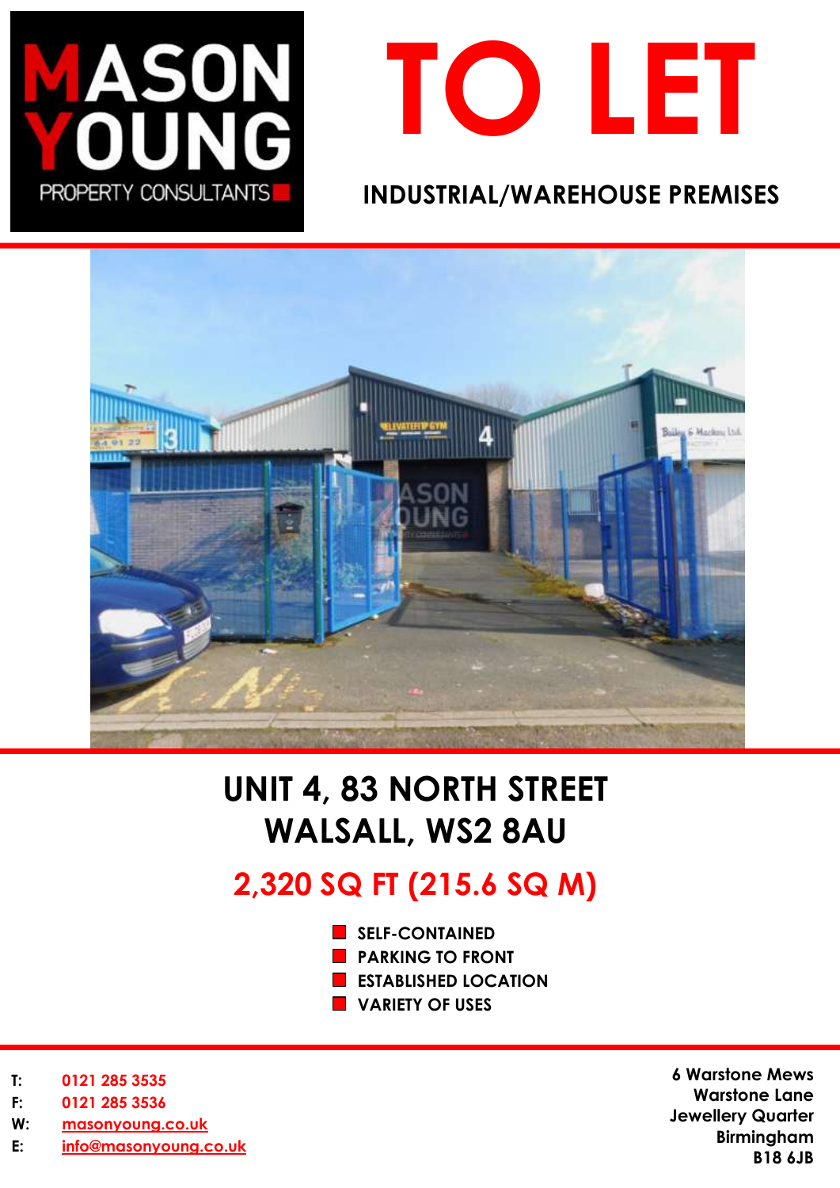MASON YOUNG
PROPERTY CONSULTANTS

# TO LET

## INDUSTRIAL/WAREHOUSE PREMISES

## UNIT 4, 83 NORTH STREET
## WALSALL, WS2 8AU

## 2,320 SQ FT (215.6 SQ M)

- SELF-CONTAINED
- PARKING TO FRONT
- ESTABLISHED LOCATION
- VARIETY OF USES

T: 0121 285 3535
F: 0121 285 3536
W: masonyoung.co.uk
E: info@masonyoung.co.uk

6 Warstone Mews
Warstone Lane
Jewellery Quarter
Birmingham
B18 6JB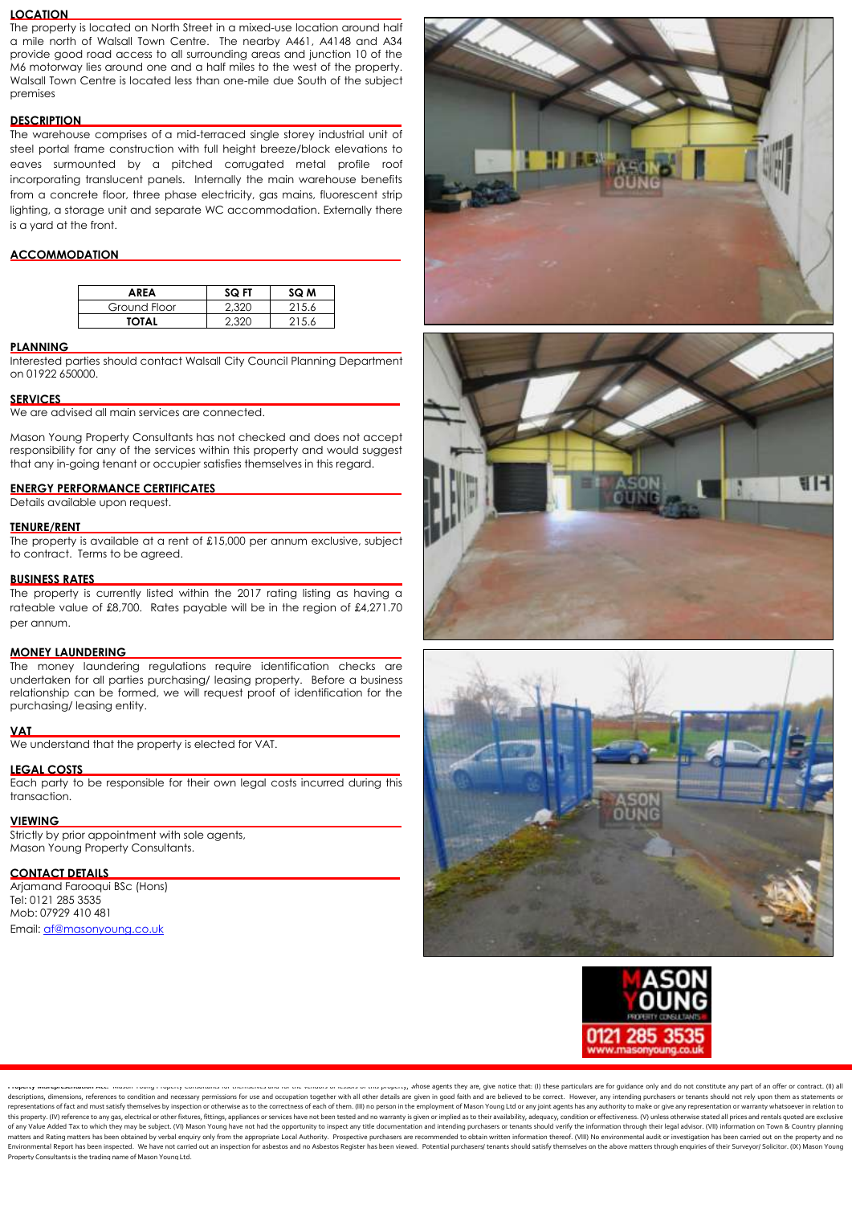## LOCATION

The property is located on North Street in a mixed-use location around half a mile north of Walsall Town Centre. The nearby A461, A4148 and A34 provide good road access to all surrounding areas and junction 10 of the M6 motorway lies around one and a half miles to the west of the property. Walsall Town Centre is located less than one-mile due South of the subject premises

## DESCRIPTION

The warehouse comprises of a mid-terraced single storey industrial unit of steel portal frame construction with full height breeze/block elevations to eaves surmounted by a pitched corrugated metal profile roof incorporating translucent panels. Internally the main warehouse benefits from a concrete floor, three phase electricity, gas mains, fluorescent strip lighting, a storage unit and separate WC accommodation. Externally there is a yard at the front.

## ACCOMMODATION

| AREA | SQ FT | SQ M |
|---|---|---|
| Ground Floor | 2,320 | 215.6 |
| **TOTAL** | 2,320 | 215.6 |

## PLANNING

Interested parties should contact Walsall City Council Planning Department on 01922 650000.

## SERVICES

We are advised all main services are connected.

Mason Young Property Consultants has not checked and does not accept responsibility for any of the services within this property and would suggest that any in-going tenant or occupier satisfies themselves in this regard.

## ENERGY PERFORMANCE CERTIFICATES

Details available upon request.

## TENURE/RENT

The property is available at a rent of £15,000 per annum exclusive, subject to contract. Terms to be agreed.

## BUSINESS RATES

The property is currently listed within the 2017 rating listing as having a rateable value of £8,700. Rates payable will be in the region of £4,271.70 per annum.

## MONEY LAUNDERING

The money laundering regulations require identification checks are undertaken for all parties purchasing/ leasing property. Before a business relationship can be formed, we will request proof of identification for the purchasing/ leasing entity.

## VAT

We understand that the property is elected for VAT.

## LEGAL COSTS

Each party to be responsible for their own legal costs incurred during this transaction.

## VIEWING

Strictly by prior appointment with sole agents, Mason Young Property Consultants.

## CONTACT DETAILS

Arjamand Farooqui BSc (Hons)
Tel: 0121 285 3535
Mob: 07929 410 481
Email: af@masonyoung.co.uk

MASON YOUNG PROPERTY CONSULTANTS
0121 285 3535
www.masonyoung.co.uk

**Property Misrepresentation Act:** Mason Young Property Consultants for themselves and for the vendors or lessors of this property, whose agents they are, give notice that: (I) these particulars are for guidance only and do not constitute any part of an offer or contract. (II) all descriptions, dimensions, references to condition and necessary permissions for use and occupation together with all other details are given in good faith and are believed to be correct. However, any intending purchasers or tenants should not rely upon them as statements or representations of fact and must satisfy themselves by inspection or otherwise as to the correctness of each of them. (III) no person in the employment of Mason Young Ltd or any joint agents has any authority to make or give any representation or warranty whatsoever in relation to this property. (IV) reference to any gas, electrical or other fixtures, fittings, appliances or services have not been tested and no warranty is given or implied as to their availability, adequacy, condition or effectiveness. (V) unless otherwise stated all prices and rentals quoted are exclusive of any Value Added Tax to which they may be subject. (VI) Mason Young have not had the opportunity to inspect any title documentation and intending purchasers or tenants should verify the information through their legal advisor. (VII) information on Town & Country planning matters and Rating matters has been obtained by verbal enquiry only from the appropriate Local Authority. Prospective purchasers are recommended to obtain written information thereof. (VIII) No environmental audit or investigation has been carried out on the property and no Environmental Report has been inspected. We have not carried out an inspection for asbestos and no Asbestos Register has been viewed. Potential purchasers/ tenants should satisfy themselves on the above matters through enquiries of their Surveyor/ Solicitor. (IX) Mason Young Property Consultants is the trading name of Mason Young Ltd.